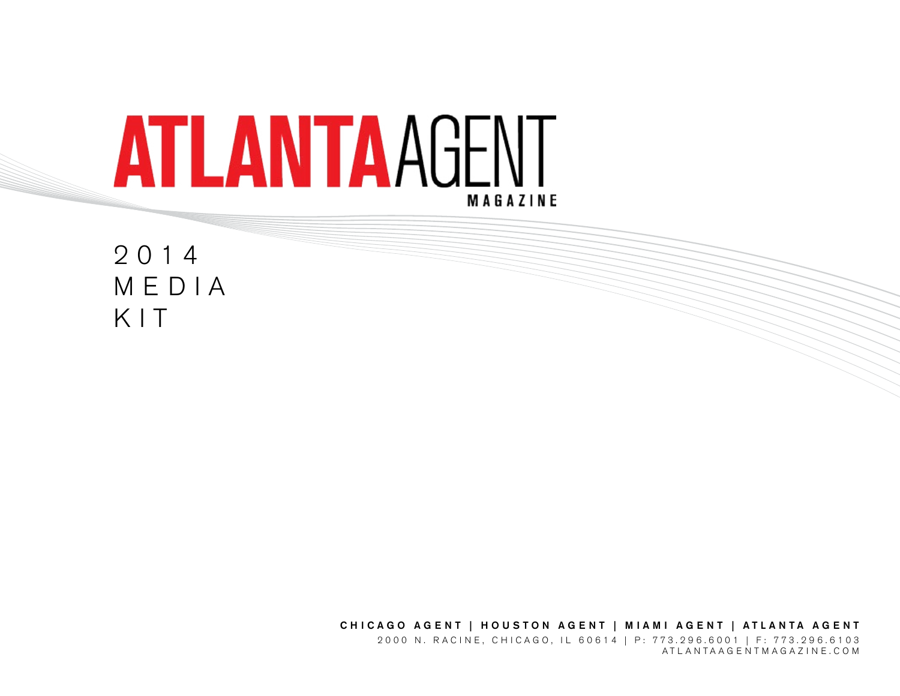# ATLANTA AGENT MAGAZINE

## 2014 MEDIA KIT

**CHICAGO AGENT | HOUSTON AGENT | MIAMI AGENT | ATLANTA AGENT**

2000 N. RACINE, CHICAGO, IL 60614 | P: 773.296.6001 | F: 773.296.6103

ATLANTAAGENTMAGAZINE.COM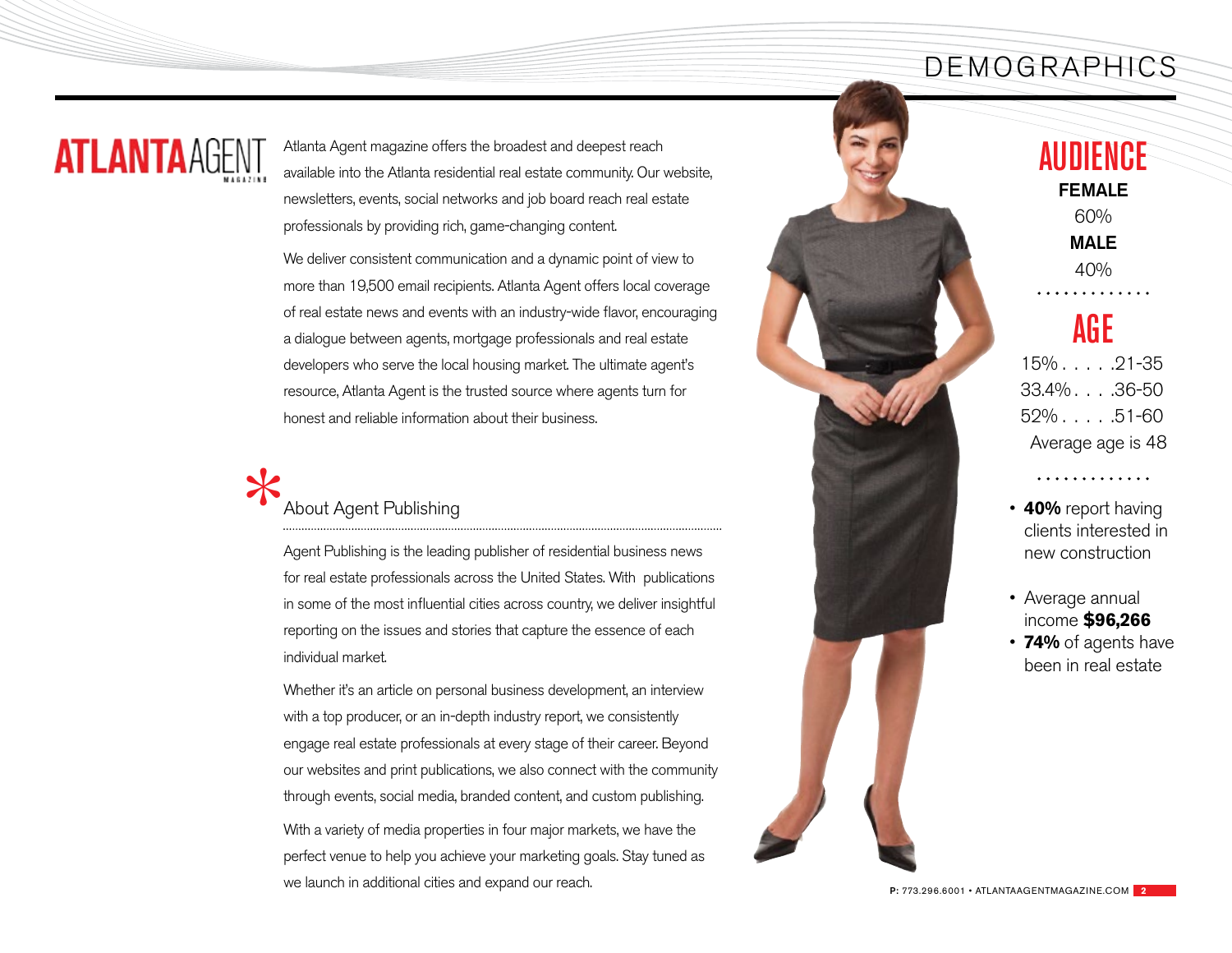# DEMOGRAPHICS

**ATLANTA**AGENT MAGAZINE

Atlanta Agent magazine offers the broadest and deepest reach available into the Atlanta residential real estate community. Our website, newsletters, events, social networks and job board reach real estate professionals by providing rich, game-changing content.

We deliver consistent communication and a dynamic point of view to more than 19,500 email recipients. Atlanta Agent offers local coverage of real estate news and events with an industry-wide flavor, encouraging a dialogue between agents, mortgage professionals and real estate developers who serve the local housing market. The ultimate agent's resource, Atlanta Agent is the trusted source where agents turn for honest and reliable information about their business.

## About Agent Publishing

Agent Publishing is the leading publisher of residential business news for real estate professionals across the United States. With publications in some of the most influential cities across country, we deliver insightful reporting on the issues and stories that capture the essence of each individual market.

Whether it's an article on personal business development, an interview with a top producer, or an in-depth industry report, we consistently engage real estate professionals at every stage of their career. Beyond our websites and print publications, we also connect with the community through events, social media, branded content, and custom publishing.

With a variety of media properties in four major markets, we have the perfect venue to help you achieve your marketing goals. Stay tuned as we launch in additional cities and expand our reach.

## AUDIENCE

**FEMALE**
60%

**MALE**
40%

## AGE

15% . . . . .21-35
33.4% . . . .36-50
52% . . . . .51-60
Average age is 48

- **40%** report having clients interested in new construction
- Average annual income **$96,266**
- **74%** of agents have been in real estate

**P:** 773.296.6001 • ATLANTAAGENTMAGAZINE.COM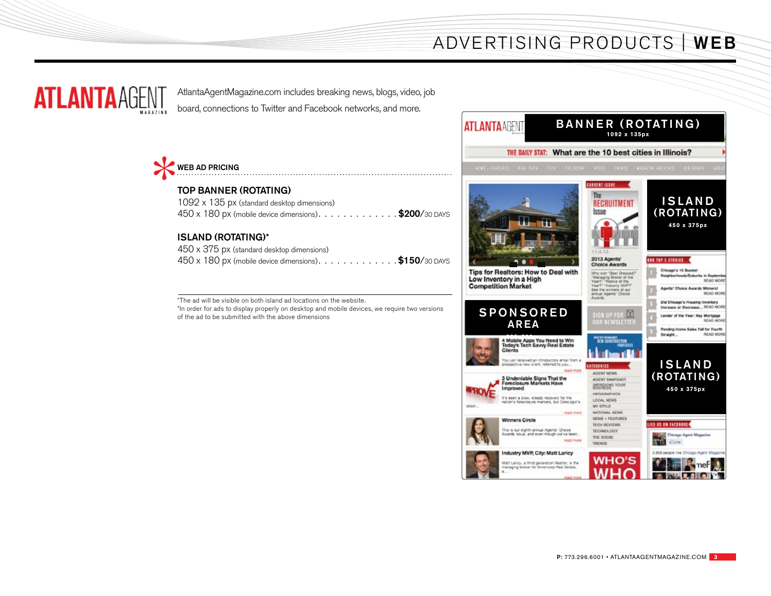# ADVERTISING PRODUCTS | WEB

**ATLANTA AGENT MAGAZINE**

AtlantaAgentMagazine.com includes breaking news, blogs, video, job board, connections to Twitter and Facebook networks, and more.

## WEB AD PRICING

### TOP BANNER (ROTATING)

1092 x 135 px (standard desktop dimensions)
450 x 180 px (mobile device dimensions). . . . . . . . . . . . . **$200**/30 DAYS

### ISLAND (ROTATING)*

450 x 375 px (standard desktop dimensions)
450 x 180 px (mobile device dimensions). . . . . . . . . . . . . **$150**/30 DAYS

*The ad will be visible on both island ad locations on the website.
*In order for ads to display properly on desktop and mobile devices, we require two versions of the ad to be submitted with the above dimensions

BANNER (ROTATING)
1092 x 135px

SPONSORED AREA

ISLAND (ROTATING)
450 x 375px

ISLAND (ROTATING)
450 x 375px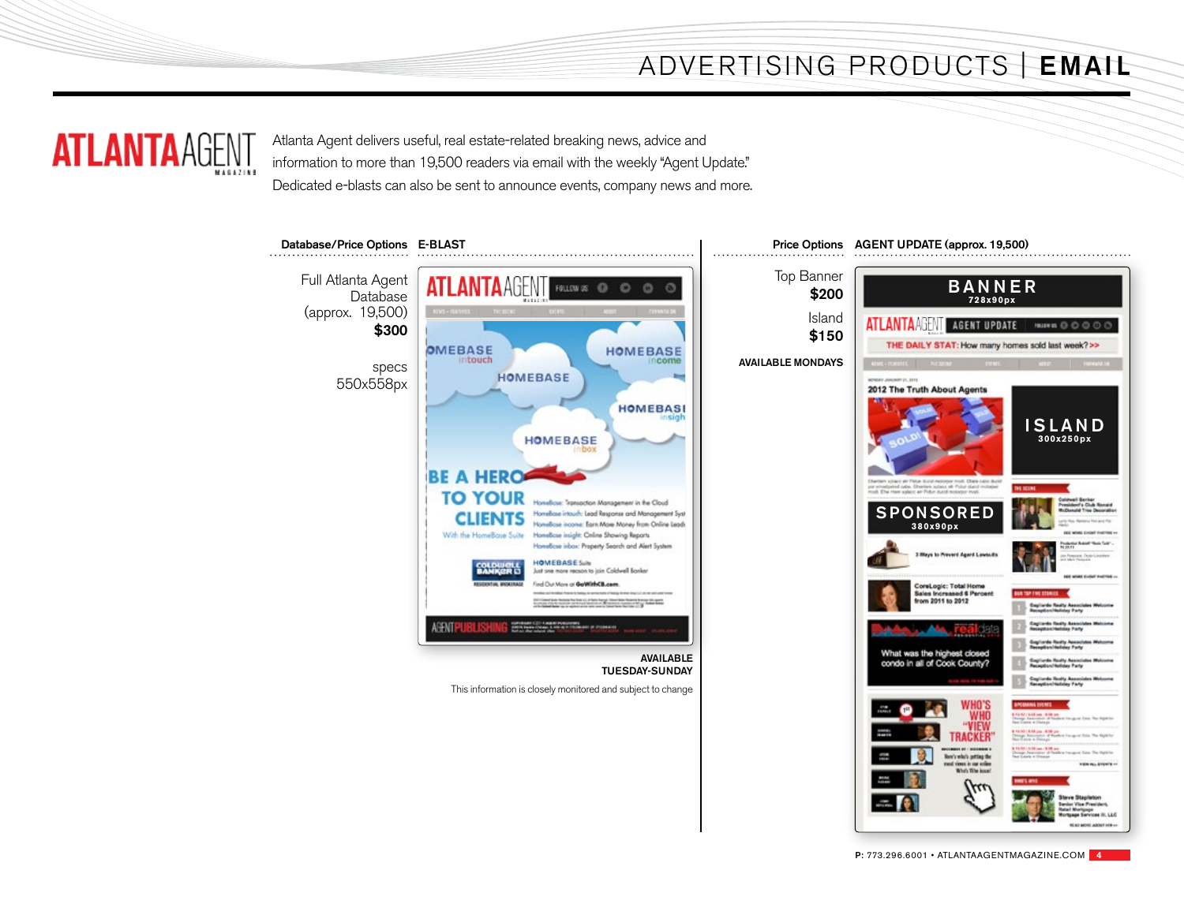# ADVERTISING PRODUCTS | EMAIL

**ATLANTA AGENT MAGAZINE**

Atlanta Agent delivers useful, real estate-related breaking news, advice and information to more than 19,500 readers via email with the weekly "Agent Update." Dedicated e-blasts can also be sent to announce events, company news and more.

## E-BLAST

**Database/Price Options**

Full Atlanta Agent Database (approx. 19,500)
**$300**

specs
550x558px

**AVAILABLE TUESDAY-SUNDAY**

This information is closely monitored and subject to change

## AGENT UPDATE (approx. 19,500)

**Price Options**

Top Banner
**$200**

Island
**$150**

**AVAILABLE MONDAYS**

BANNER 728x90px

ISLAND 300x250px

SPONSORED 380x90px

P: 773.296.6001 • ATLANTAAGENTMAGAZINE.COM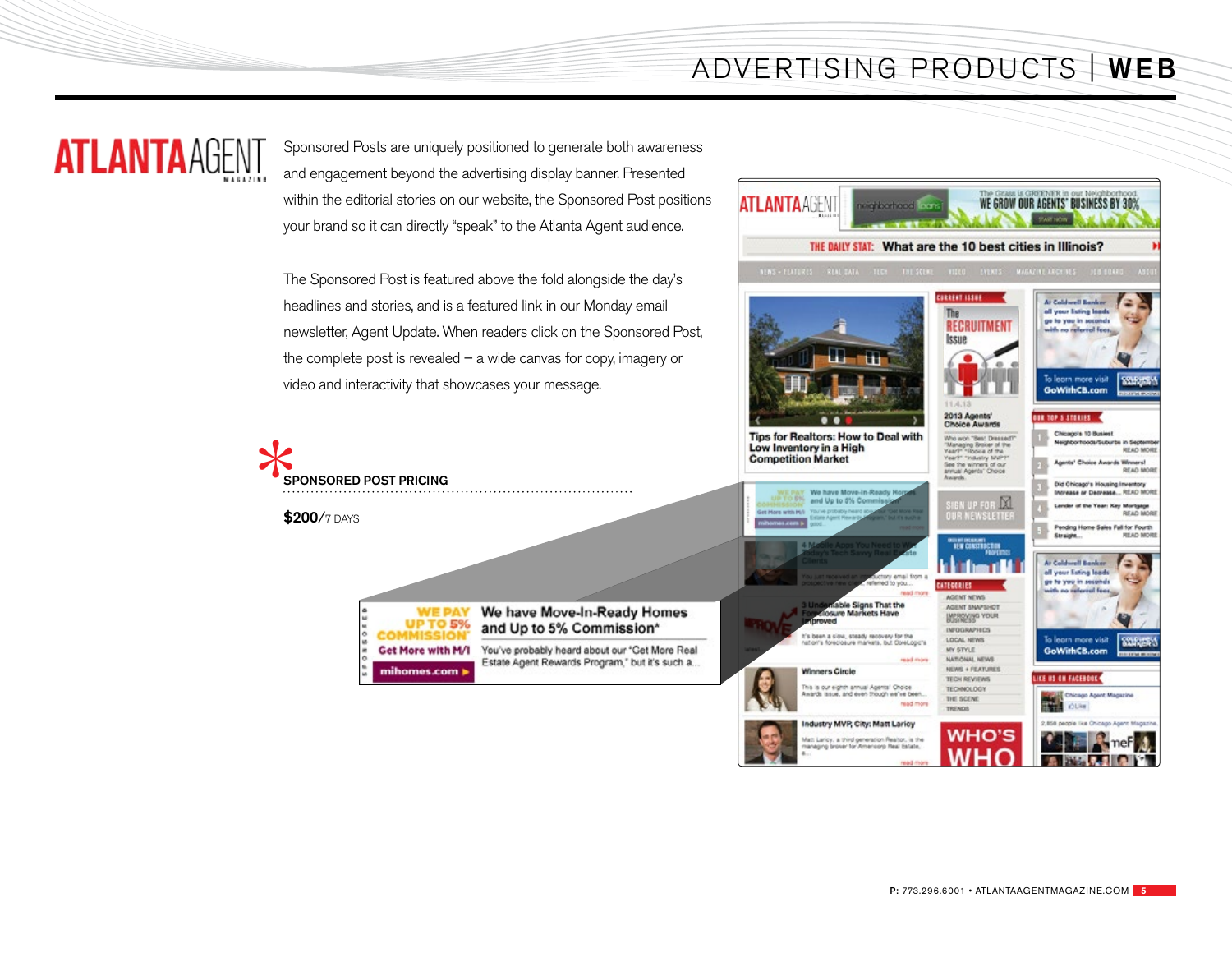# ADVERTISING PRODUCTS | WEB

## ATLANTA AGENT MAGAZINE

Sponsored Posts are uniquely positioned to generate both awareness and engagement beyond the advertising display banner. Presented within the editorial stories on our website, the Sponsored Post positions your brand so it can directly “speak” to the Atlanta Agent audience.

The Sponsored Post is featured above the fold alongside the day’s headlines and stories, and is a featured link in our Monday email newsletter, Agent Update. When readers click on the Sponsored Post, the complete post is revealed – a wide canvas for copy, imagery or video and interactivity that showcases your message.

### SPONSORED POST PRICING

**$200**/7 DAYS

P: 773.296.6001 • ATLANTAAGENTMAGAZINE.COM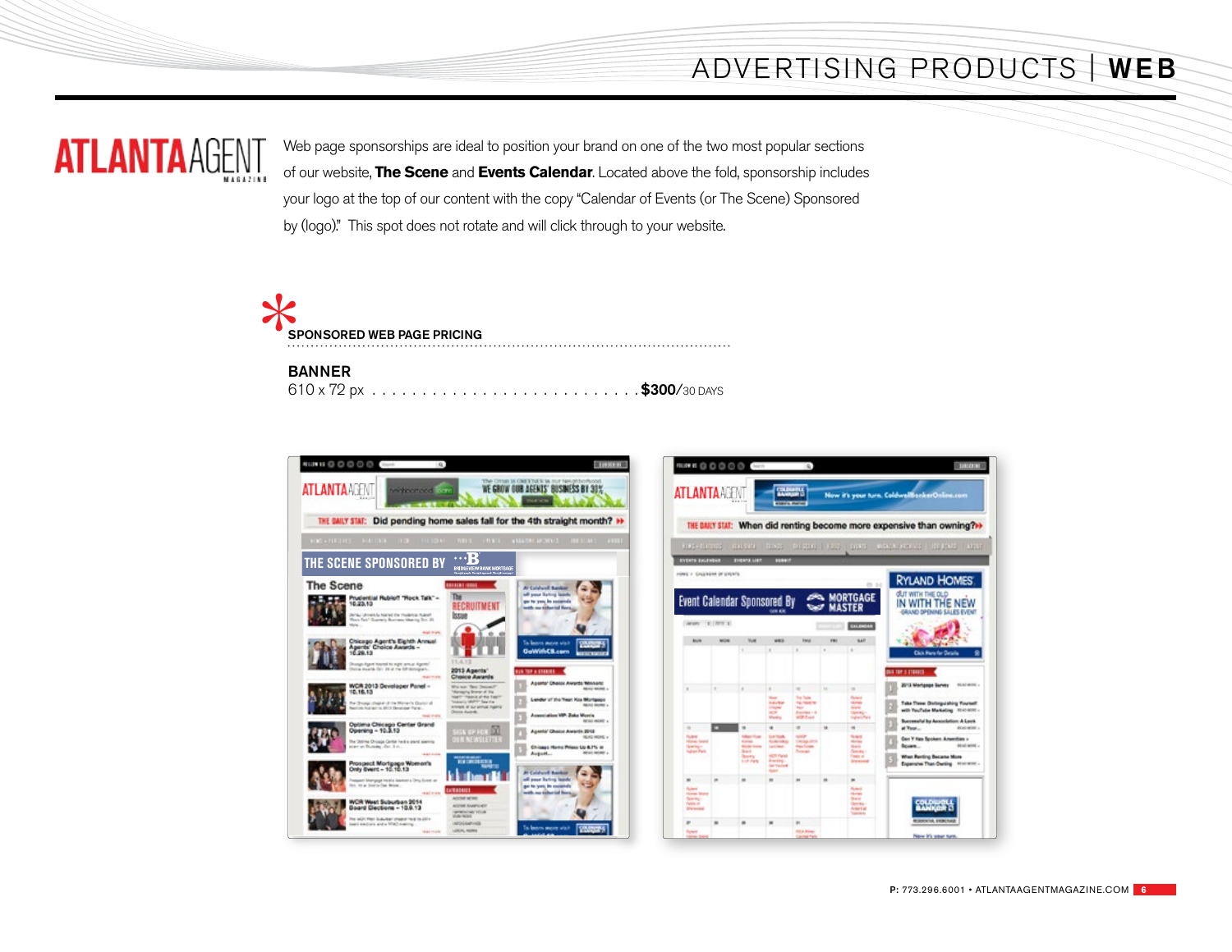# ADVERTISING PRODUCTS | WEB

ATLANTA AGENT MAGAZINE

Web page sponsorships are ideal to position your brand on one of the two most popular sections of our website, **The Scene** and **Events Calendar**. Located above the fold, sponsorship includes your logo at the top of our content with the copy "Calendar of Events (or The Scene) Sponsored by (logo)." This spot does not rotate and will click through to your website.

## SPONSORED WEB PAGE PRICING

**BANNER**

610 x 72 px . . . . . . . . . . . . . . . . . . . . . . . . . . **$300**/30 DAYS

P: 773.296.6001 • ATLANTAAGENTMAGAZINE.COM